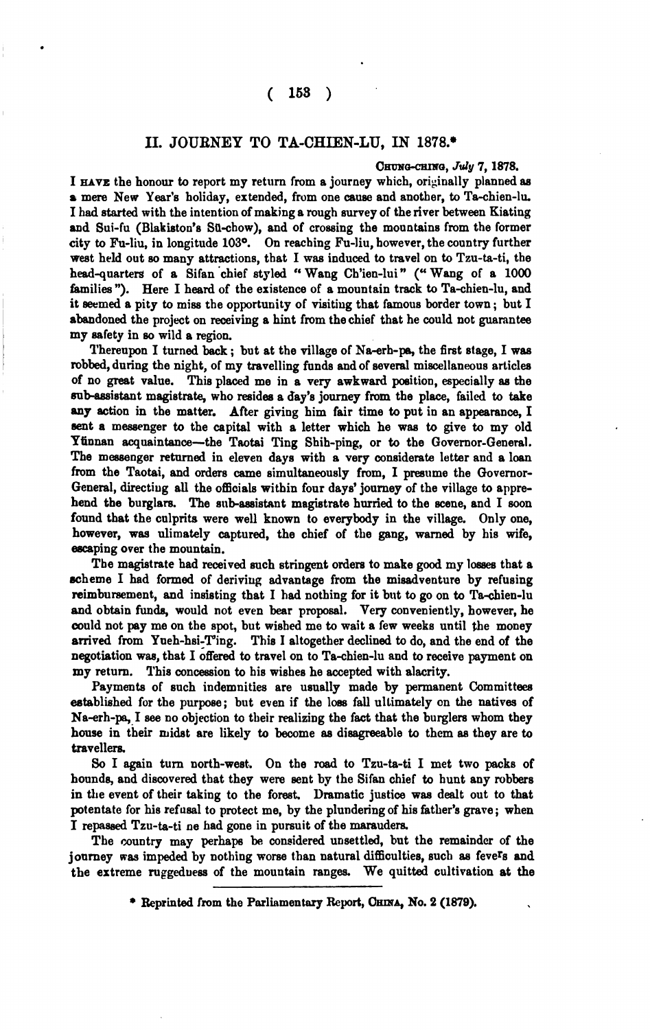## II. JOURNEY TO TA-CHIEN-LU, IN 1878.*

CHUNG-CHING, *July* 7, 1878.

I HAVE the honour to report my return from a journey which, originally planned as a mere New Year's holiday, extended, from one cause and another, to Ta-chien-lu. I had started with the intention of making a rough survey of the river between Kiating and Sui-fu (Blakiston's Sü-chow), and of crossing the mountains from the former city to Fu-liu, in longitude 103°. On reaching Fu-liu, however, the country further west held out so many attractions, that I was induced to travel on to Tzu-ta-ti, the head-quarters of a Sifan chief styled "Wang Ch'ien-lui" ("Wang of a 1000 families"). Here I heard of the existence of a mountain track to Ta-chien-lu, and it seemed a pity to miss the opportunity of visiting that famous border town; but I abandoned the project on receiving a hint from the chief that he could not guarantee my safety in so wild a region.

Thereupon I turned back; but at the village of Na-erh-pa, the first stage, I was robbed, during the night, of my travelling funds and of several miscellaneous articles of no great value. This placed me in a very awkward position, especially as the sub-assistant magistrate, who resides a day's journey from the place, failed to take any action in the matter. After giving him fair time to put in an appearance, I sent a messenger to the capital with a letter which he was to give to my old Yünnan acquaintance—the Taotai Ting Shih-ping, or to the Governor-General. The messenger returned in eleven days with a very considerate letter and a loan from the Taotai, and orders came simultaneously from, I presume the Governor-General, directing all the officials within four days' journey of the village to apprehend the burglars. The sub-assistant magistrate hurried to the scene, and I soon found that the culprits were well known to everybody in the village. Only one, however, was ulimately captured, the chief of the gang, warned by his wife, escaping over the mountain.

The magistrate had received such stringent orders to make good my losses that a scheme I had formed of deriving advantage from the misadventure by refusing reimbursement, and insisting that I had nothing for it but to go on to Ta-chien-lu and obtain funds, would not even bear proposal. Very conveniently, however, he could not pay me on the spot, but wished me to wait a few weeks until the money arrived from Yueh-hsi-T'ing. This I altogether declined to do, and the end of the negotiation was, that I offered to travel on to Ta-chien-lu and to receive payment on my return. This concession to his wishes he accepted with alacrity.

Payments of such indemnities are usually made by permanent Committees established for the purpose; but even if the loss fall ultimately on the natives of Na-erh-pa, I see no objection to their realizing the fact that the burglers whom they house in their midst are likely to become as disagreeable to them as they are to travellers.

So I again turn north-west. On the road to Tzu-ta-ti I met two packs of hounds, and discovered that they were sent by the Sifan chief to hunt any robbers in the event of their taking to the forest. Dramatic justice was dealt out to that potentate for his refusal to protect me, by the plundering of his father's grave; when I repassed Tzu-ta-ti he had gone in pursuit of the marauders.

The country may perhaps be considered unsettled, but the remainder of the journey was impeded by nothing worse than natural difficulties, such as fevers and the extreme ruggedness of the mountain ranges. We quitted cultivation at the

---

\* Reprinted from the Parliamentary Report, CHINA, No. 2 (1879).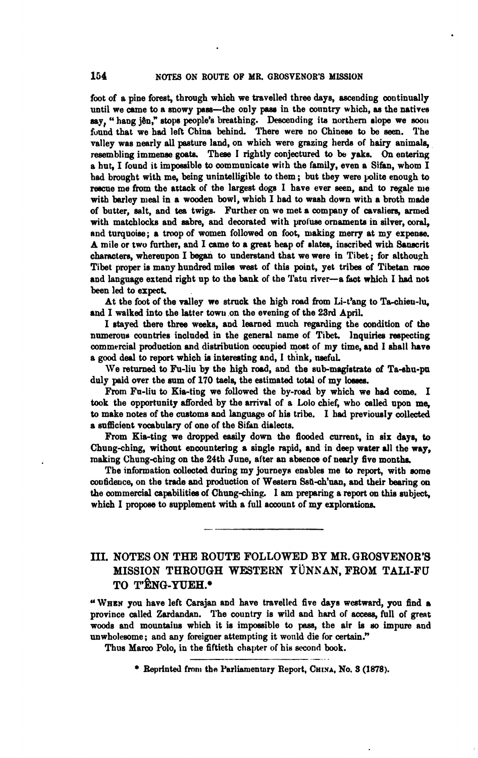foot of a pine forest, through which we travelled three days, ascending continually until we came to a snowy pass—the only pass in the country which, as the natives say, "hang jên," stops people's breathing. Descending its northern slope we soon found that we had left China behind. There were no Chinese to be seen. The valley was nearly all pasture land, on which were grazing herds of hairy animals, resembling immense goats. These I rightly conjectured to be yaks. On entering a hut, I found it impossible to communicate with the family, even a Sifan, whom I had brought with me, being unintelligible to them; but they were polite enough to rescue me from the attack of the largest dogs I have ever seen, and to regale me with barley meal in a wooden bowl, which I had to wash down with a broth made of butter, salt, and tea twigs. Further on we met a company of cavaliers, armed with matchlocks and sabre, and decorated with profuse ornaments in silver, coral, and turquoise; a troop of women followed on foot, making merry at my expense. A mile or two further, and I came to a great heap of slates, inscribed with Sanscrit characters, whereupon I began to understand that we were in Tibet; for although Tibet proper is many hundred miles west of this point, yet tribes of Tibetan race and language extend right up to the bank of the Tatu river—a fact which I had not been led to expect.

At the foot of the valley we struck the high road from Li-t'ang to Ta-chieu-lu, and I walked into the latter town on the evening of the 23rd April.

I stayed there three weeks, and learned much regarding the condition of the numerous countries included in the general name of Tibet. Inquiries respecting commercial production and distribution occupied most of my time, and I shall have a good deal to report which is interesting and, I think, useful.

We returned to Fu-liu by the high road, and the sub-magistrate of Ta-shu-pu duly paid over the sum of 170 taels, the estimated total of my losses.

From Fu-liu to Kia-ting we followed the by-road by which we had come. I took the opportunity afforded by the arrival of a Lolo chief, who called upon me, to make notes of the customs and language of his tribe. I had previously collected a sufficient vocabulary of one of the Sifan dialects.

From Kia-ting we dropped easily down the flooded current, in six days, to Chung-ching, without encountering a single rapid, and in deep water all the way, making Chung-ching on the 24th June, after an absence of nearly five months.

The information collected during my journeys enables me to report, with some confidence, on the trade and production of Western Ssŭ-ch'uan, and their bearing on the commercial capabilities of Chung-ching. I am preparing a report on this subject, which I propose to supplement with a full account of my explorations.

---

## III. NOTES ON THE ROUTE FOLLOWED BY MR. GROSVENOR'S MISSION THROUGH WESTERN YÜNNAN, FROM TALI-FU TO T'ÊNG-YUEH.*

"When you have left Carajan and have travelled five days westward, you find a province called Zardandan. The country is wild and hard of access, full of great woods and mountains which it is impossible to pass, the air is so impure and unwholesome; and any foreigner attempting it would die for certain."

Thus Marco Polo, in the fiftieth chapter of his second book.

* Reprinted from the Parliamentary Report, China, No. 3 (1878).